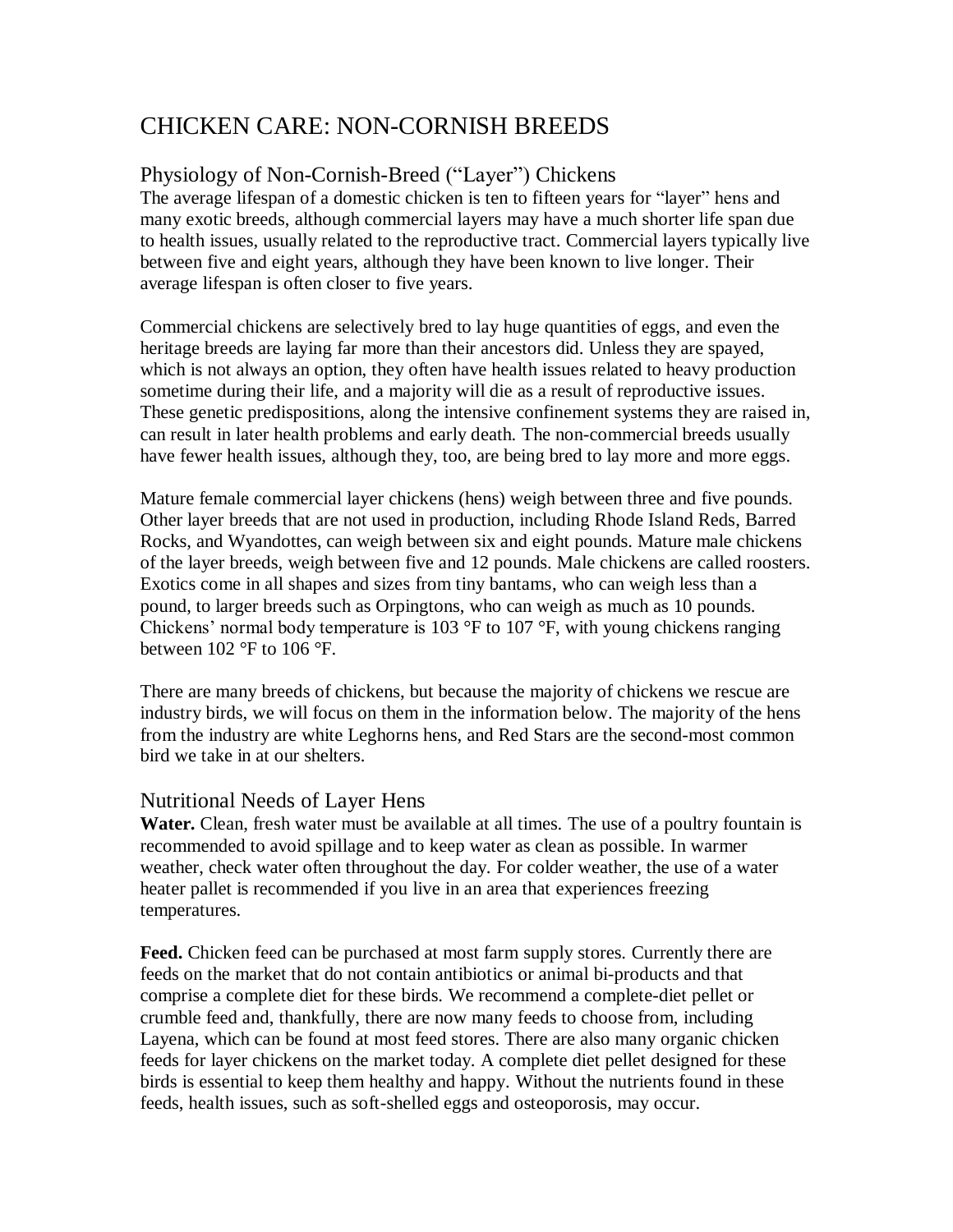# CHICKEN CARE: NON-CORNISH BREEDS

## Physiology of Non-Cornish-Breed ("Layer") Chickens

The average lifespan of a domestic chicken is ten to fifteen years for "layer" hens and many exotic breeds, although commercial layers may have a much shorter life span due to health issues, usually related to the reproductive tract. Commercial layers typically live between five and eight years, although they have been known to live longer. Their average lifespan is often closer to five years.

Commercial chickens are selectively bred to lay huge quantities of eggs, and even the heritage breeds are laying far more than their ancestors did. Unless they are spayed, which is not always an option, they often have health issues related to heavy production sometime during their life, and a majority will die as a result of reproductive issues. These genetic predispositions, along the intensive confinement systems they are raised in, can result in later health problems and early death. The non-commercial breeds usually have fewer health issues, although they, too, are being bred to lay more and more eggs.

Mature female commercial layer chickens (hens) weigh between three and five pounds. Other layer breeds that are not used in production, including Rhode Island Reds, Barred Rocks, and Wyandottes, can weigh between six and eight pounds. Mature male chickens of the layer breeds, weigh between five and 12 pounds. Male chickens are called roosters. Exotics come in all shapes and sizes from tiny bantams, who can weigh less than a pound, to larger breeds such as Orpingtons, who can weigh as much as 10 pounds. Chickens' normal body temperature is 103 °F to 107 °F, with young chickens ranging between 102 °F to 106 °F.

There are many breeds of chickens, but because the majority of chickens we rescue are industry birds, we will focus on them in the information below. The majority of the hens from the industry are white Leghorns hens, and Red Stars are the second-most common bird we take in at our shelters.

## Nutritional Needs of Layer Hens

**Water.** Clean, fresh water must be available at all times. The use of a poultry fountain is recommended to avoid spillage and to keep water as clean as possible. In warmer weather, check water often throughout the day. For colder weather, the use of a water heater pallet is recommended if you live in an area that experiences freezing temperatures.

**Feed.** Chicken feed can be purchased at most farm supply stores. Currently there are feeds on the market that do not contain antibiotics or animal bi-products and that comprise a complete diet for these birds. We recommend a complete-diet pellet or crumble feed and, thankfully, there are now many feeds to choose from, including Layena, which can be found at most feed stores. There are also many organic chicken feeds for layer chickens on the market today. A complete diet pellet designed for these birds is essential to keep them healthy and happy. Without the nutrients found in these feeds, health issues, such as soft-shelled eggs and osteoporosis, may occur.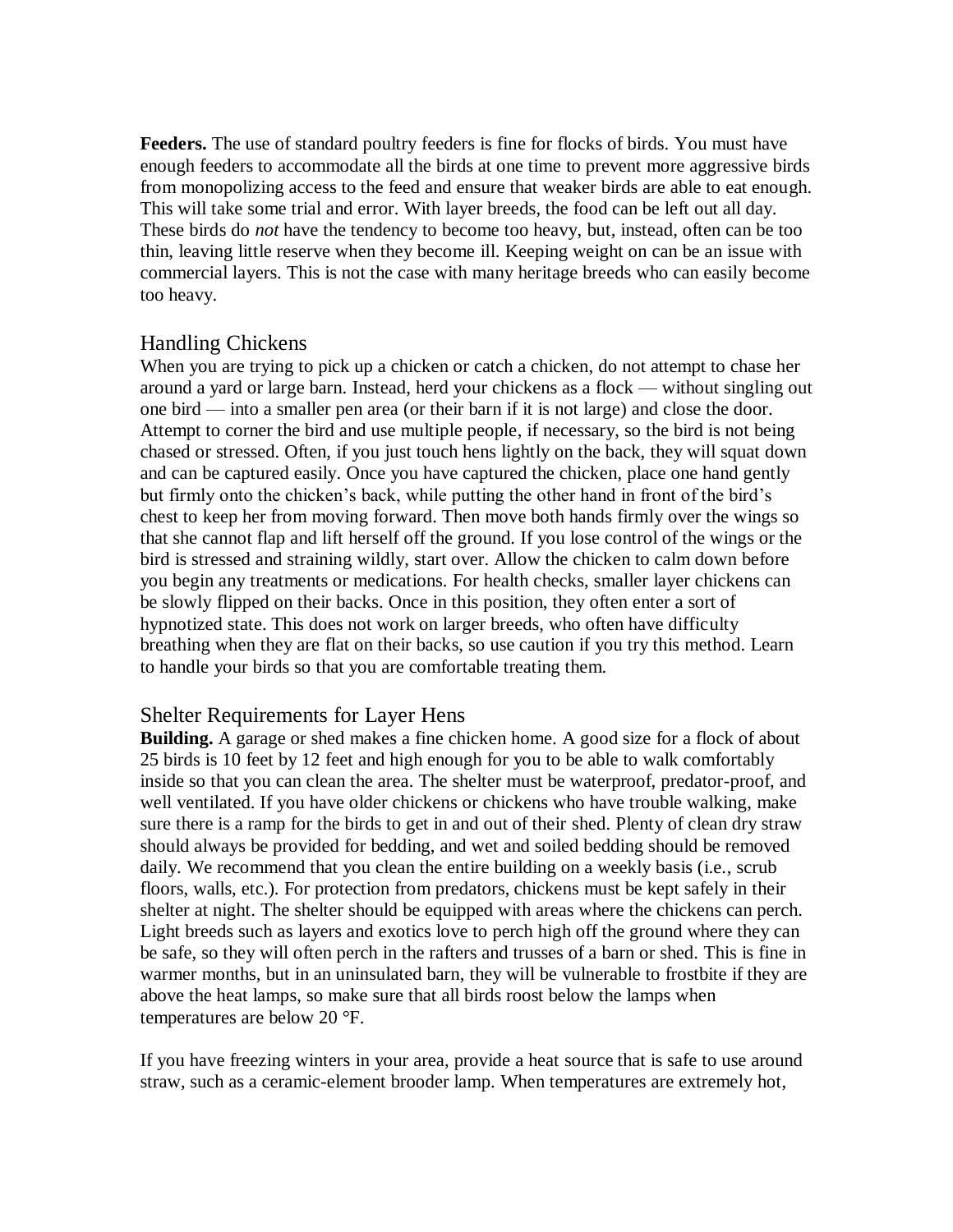**Feeders.** The use of standard poultry feeders is fine for flocks of birds. You must have enough feeders to accommodate all the birds at one time to prevent more aggressive birds from monopolizing access to the feed and ensure that weaker birds are able to eat enough. This will take some trial and error. With layer breeds, the food can be left out all day. These birds do *not* have the tendency to become too heavy, but, instead, often can be too thin, leaving little reserve when they become ill. Keeping weight on can be an issue with commercial layers. This is not the case with many heritage breeds who can easily become too heavy.

## Handling Chickens

When you are trying to pick up a chicken or catch a chicken, do not attempt to chase her around a yard or large barn. Instead, herd your chickens as a flock — without singling out one bird — into a smaller pen area (or their barn if it is not large) and close the door. Attempt to corner the bird and use multiple people, if necessary, so the bird is not being chased or stressed. Often, if you just touch hens lightly on the back, they will squat down and can be captured easily. Once you have captured the chicken, place one hand gently but firmly onto the chicken's back, while putting the other hand in front of the bird's chest to keep her from moving forward. Then move both hands firmly over the wings so that she cannot flap and lift herself off the ground. If you lose control of the wings or the bird is stressed and straining wildly, start over. Allow the chicken to calm down before you begin any treatments or medications. For health checks, smaller layer chickens can be slowly flipped on their backs. Once in this position, they often enter a sort of hypnotized state. This does not work on larger breeds, who often have difficulty breathing when they are flat on their backs, so use caution if you try this method. Learn to handle your birds so that you are comfortable treating them.

## Shelter Requirements for Layer Hens

**Building.** A garage or shed makes a fine chicken home. A good size for a flock of about 25 birds is 10 feet by 12 feet and high enough for you to be able to walk comfortably inside so that you can clean the area. The shelter must be waterproof, predator-proof, and well ventilated. If you have older chickens or chickens who have trouble walking, make sure there is a ramp for the birds to get in and out of their shed. Plenty of clean dry straw should always be provided for bedding, and wet and soiled bedding should be removed daily. We recommend that you clean the entire building on a weekly basis (i.e., scrub floors, walls, etc.). For protection from predators, chickens must be kept safely in their shelter at night. The shelter should be equipped with areas where the chickens can perch. Light breeds such as layers and exotics love to perch high off the ground where they can be safe, so they will often perch in the rafters and trusses of a barn or shed. This is fine in warmer months, but in an uninsulated barn, they will be vulnerable to frostbite if they are above the heat lamps, so make sure that all birds roost below the lamps when temperatures are below 20 °F.

If you have freezing winters in your area, provide a heat source that is safe to use around straw, such as a ceramic-element brooder lamp. When temperatures are extremely hot,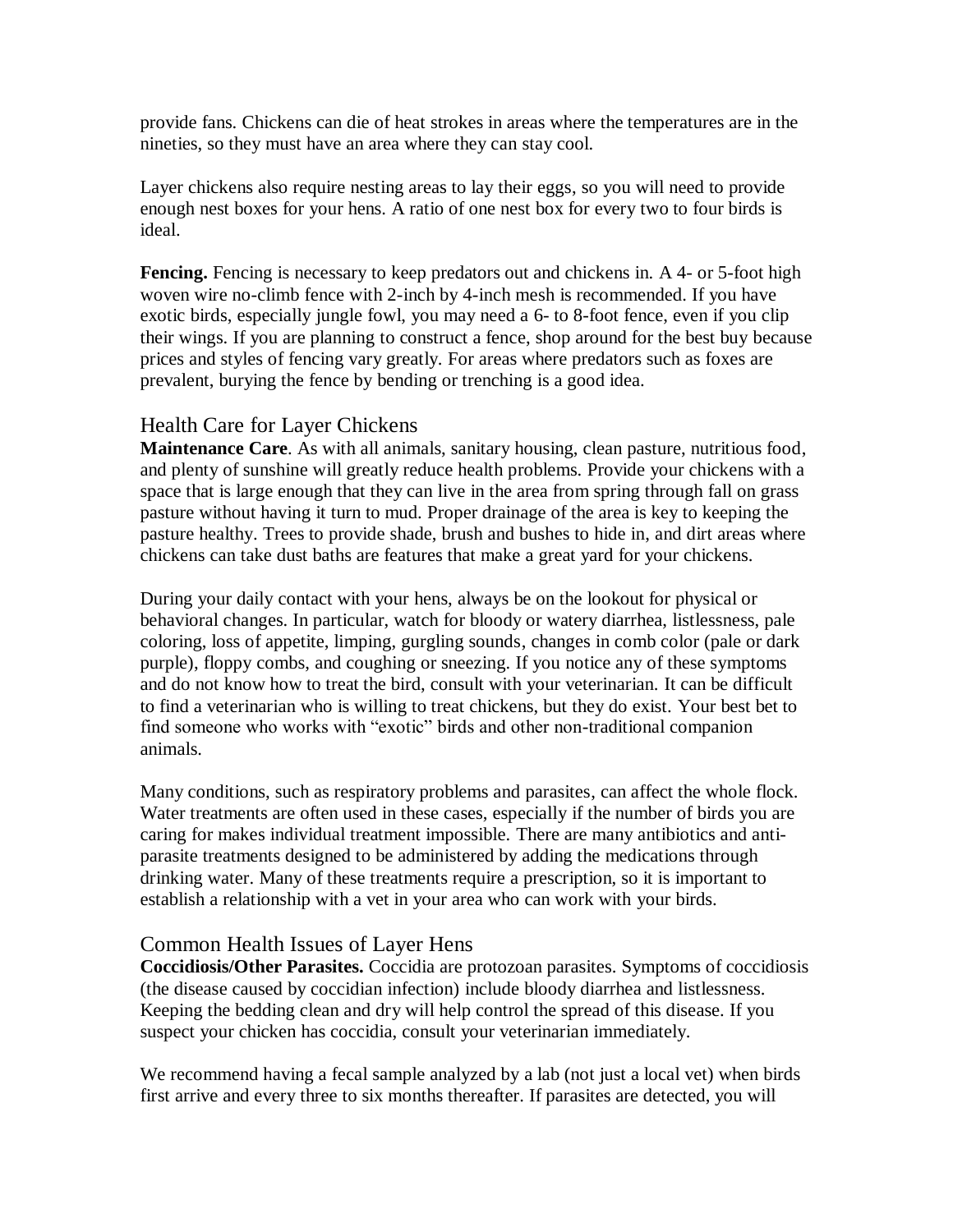provide fans. Chickens can die of heat strokes in areas where the temperatures are in the nineties, so they must have an area where they can stay cool.

Layer chickens also require nesting areas to lay their eggs, so you will need to provide enough nest boxes for your hens. A ratio of one nest box for every two to four birds is ideal.

**Fencing.** Fencing is necessary to keep predators out and chickens in. A 4- or 5-foot high woven wire no-climb fence with 2-inch by 4-inch mesh is recommended. If you have exotic birds, especially jungle fowl, you may need a 6- to 8-foot fence, even if you clip their wings. If you are planning to construct a fence, shop around for the best buy because prices and styles of fencing vary greatly. For areas where predators such as foxes are prevalent, burying the fence by bending or trenching is a good idea.

## Health Care for Layer Chickens

**Maintenance Care**. As with all animals, sanitary housing, clean pasture, nutritious food, and plenty of sunshine will greatly reduce health problems. Provide your chickens with a space that is large enough that they can live in the area from spring through fall on grass pasture without having it turn to mud. Proper drainage of the area is key to keeping the pasture healthy. Trees to provide shade, brush and bushes to hide in, and dirt areas where chickens can take dust baths are features that make a great yard for your chickens.

During your daily contact with your hens, always be on the lookout for physical or behavioral changes. In particular, watch for bloody or watery diarrhea, listlessness, pale coloring, loss of appetite, limping, gurgling sounds, changes in comb color (pale or dark purple), floppy combs, and coughing or sneezing. If you notice any of these symptoms and do not know how to treat the bird, consult with your veterinarian. It can be difficult to find a veterinarian who is willing to treat chickens, but they do exist. Your best bet to find someone who works with "exotic" birds and other non-traditional companion animals.

Many conditions, such as respiratory problems and parasites, can affect the whole flock. Water treatments are often used in these cases, especially if the number of birds you are caring for makes individual treatment impossible. There are many antibiotics and anti-parasite treatments designed to be administered by adding the medications through drinking water. Many of these treatments require a prescription, so it is important to establish a relationship with a vet in your area who can work with your birds.

## Common Health Issues of Layer Hens

**Coccidiosis/Other Parasites.** Coccidia are protozoan parasites. Symptoms of coccidiosis (the disease caused by coccidian infection) include bloody diarrhea and listlessness. Keeping the bedding clean and dry will help control the spread of this disease. If you suspect your chicken has coccidia, consult your veterinarian immediately.

We recommend having a fecal sample analyzed by a lab (not just a local vet) when birds first arrive and every three to six months thereafter. If parasites are detected, you will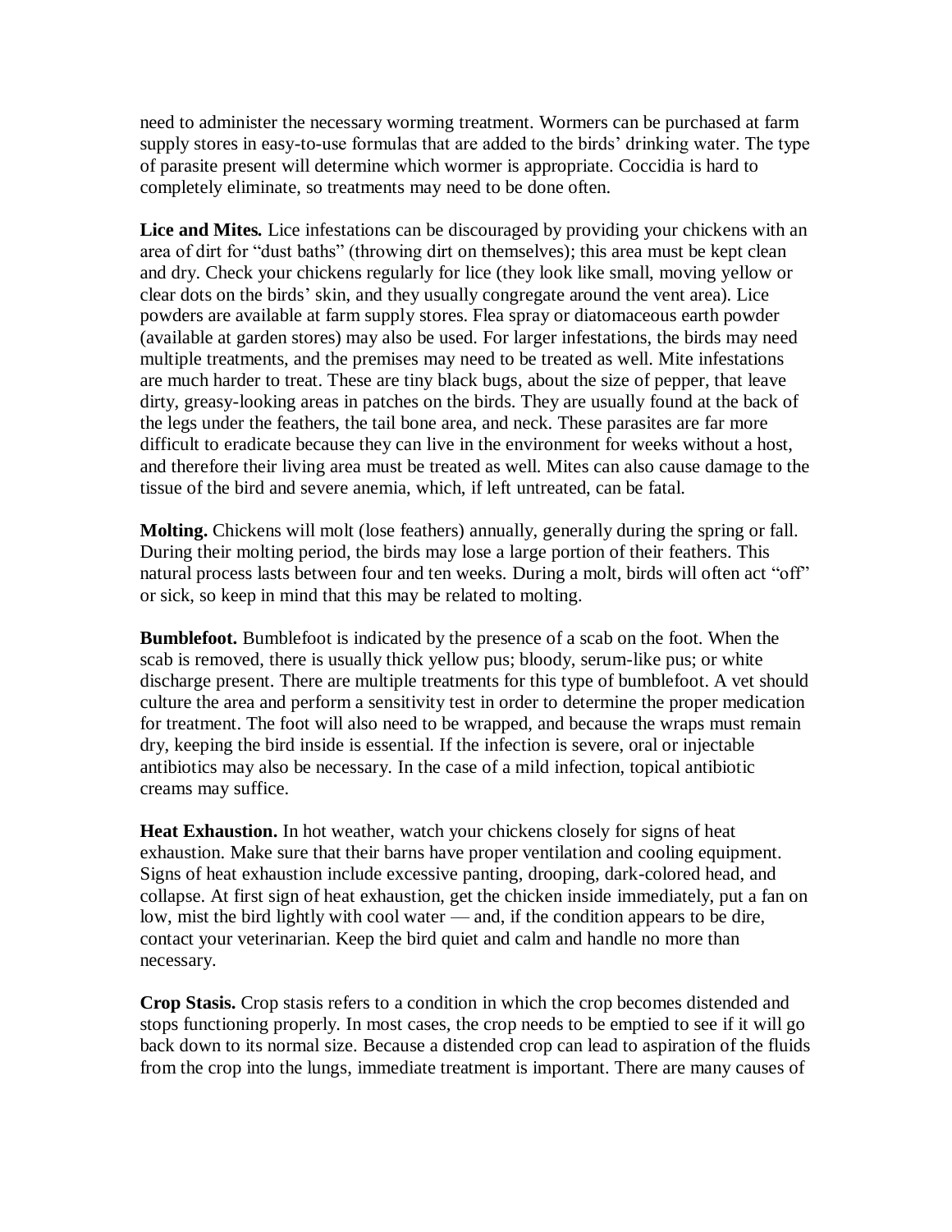need to administer the necessary worming treatment. Wormers can be purchased at farm supply stores in easy-to-use formulas that are added to the birds' drinking water. The type of parasite present will determine which wormer is appropriate. Coccidia is hard to completely eliminate, so treatments may need to be done often.

**Lice and Mites.** Lice infestations can be discouraged by providing your chickens with an area of dirt for "dust baths" (throwing dirt on themselves); this area must be kept clean and dry. Check your chickens regularly for lice (they look like small, moving yellow or clear dots on the birds' skin, and they usually congregate around the vent area). Lice powders are available at farm supply stores. Flea spray or diatomaceous earth powder (available at garden stores) may also be used. For larger infestations, the birds may need multiple treatments, and the premises may need to be treated as well. Mite infestations are much harder to treat. These are tiny black bugs, about the size of pepper, that leave dirty, greasy-looking areas in patches on the birds. They are usually found at the back of the legs under the feathers, the tail bone area, and neck. These parasites are far more difficult to eradicate because they can live in the environment for weeks without a host, and therefore their living area must be treated as well. Mites can also cause damage to the tissue of the bird and severe anemia, which, if left untreated, can be fatal.

**Molting.** Chickens will molt (lose feathers) annually, generally during the spring or fall. During their molting period, the birds may lose a large portion of their feathers. This natural process lasts between four and ten weeks. During a molt, birds will often act "off" or sick, so keep in mind that this may be related to molting.

**Bumblefoot.** Bumblefoot is indicated by the presence of a scab on the foot. When the scab is removed, there is usually thick yellow pus; bloody, serum-like pus; or white discharge present. There are multiple treatments for this type of bumblefoot. A vet should culture the area and perform a sensitivity test in order to determine the proper medication for treatment. The foot will also need to be wrapped, and because the wraps must remain dry, keeping the bird inside is essential. If the infection is severe, oral or injectable antibiotics may also be necessary. In the case of a mild infection, topical antibiotic creams may suffice.

**Heat Exhaustion.** In hot weather, watch your chickens closely for signs of heat exhaustion. Make sure that their barns have proper ventilation and cooling equipment. Signs of heat exhaustion include excessive panting, drooping, dark-colored head, and collapse. At first sign of heat exhaustion, get the chicken inside immediately, put a fan on low, mist the bird lightly with cool water — and, if the condition appears to be dire, contact your veterinarian. Keep the bird quiet and calm and handle no more than necessary.

**Crop Stasis.** Crop stasis refers to a condition in which the crop becomes distended and stops functioning properly. In most cases, the crop needs to be emptied to see if it will go back down to its normal size. Because a distended crop can lead to aspiration of the fluids from the crop into the lungs, immediate treatment is important. There are many causes of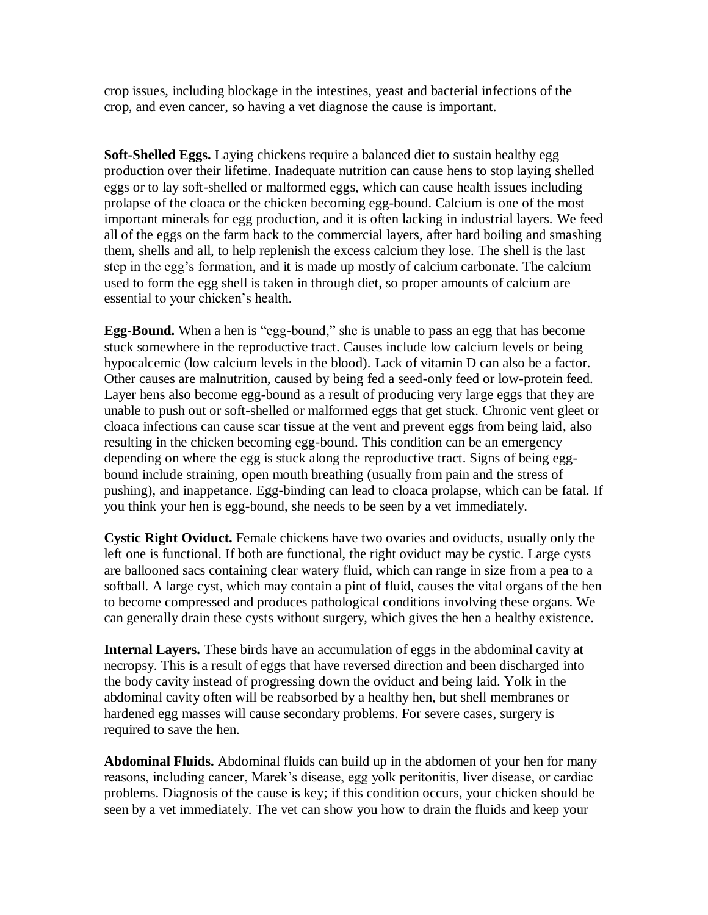crop issues, including blockage in the intestines, yeast and bacterial infections of the crop, and even cancer, so having a vet diagnose the cause is important.

**Soft-Shelled Eggs.** Laying chickens require a balanced diet to sustain healthy egg production over their lifetime. Inadequate nutrition can cause hens to stop laying shelled eggs or to lay soft-shelled or malformed eggs, which can cause health issues including prolapse of the cloaca or the chicken becoming egg-bound. Calcium is one of the most important minerals for egg production, and it is often lacking in industrial layers. We feed all of the eggs on the farm back to the commercial layers, after hard boiling and smashing them, shells and all, to help replenish the excess calcium they lose. The shell is the last step in the egg's formation, and it is made up mostly of calcium carbonate. The calcium used to form the egg shell is taken in through diet, so proper amounts of calcium are essential to your chicken's health.

**Egg-Bound.** When a hen is "egg-bound," she is unable to pass an egg that has become stuck somewhere in the reproductive tract. Causes include low calcium levels or being hypocalcemic (low calcium levels in the blood). Lack of vitamin D can also be a factor. Other causes are malnutrition, caused by being fed a seed-only feed or low-protein feed. Layer hens also become egg-bound as a result of producing very large eggs that they are unable to push out or soft-shelled or malformed eggs that get stuck. Chronic vent gleet or cloaca infections can cause scar tissue at the vent and prevent eggs from being laid, also resulting in the chicken becoming egg-bound. This condition can be an emergency depending on where the egg is stuck along the reproductive tract. Signs of being egg-bound include straining, open mouth breathing (usually from pain and the stress of pushing), and inappetance. Egg-binding can lead to cloaca prolapse, which can be fatal. If you think your hen is egg-bound, she needs to be seen by a vet immediately.

**Cystic Right Oviduct.** Female chickens have two ovaries and oviducts, usually only the left one is functional. If both are functional, the right oviduct may be cystic. Large cysts are ballooned sacs containing clear watery fluid, which can range in size from a pea to a softball. A large cyst, which may contain a pint of fluid, causes the vital organs of the hen to become compressed and produces pathological conditions involving these organs. We can generally drain these cysts without surgery, which gives the hen a healthy existence.

**Internal Layers.** These birds have an accumulation of eggs in the abdominal cavity at necropsy. This is a result of eggs that have reversed direction and been discharged into the body cavity instead of progressing down the oviduct and being laid. Yolk in the abdominal cavity often will be reabsorbed by a healthy hen, but shell membranes or hardened egg masses will cause secondary problems. For severe cases, surgery is required to save the hen.

**Abdominal Fluids.** Abdominal fluids can build up in the abdomen of your hen for many reasons, including cancer, Marek's disease, egg yolk peritonitis, liver disease, or cardiac problems. Diagnosis of the cause is key; if this condition occurs, your chicken should be seen by a vet immediately. The vet can show you how to drain the fluids and keep your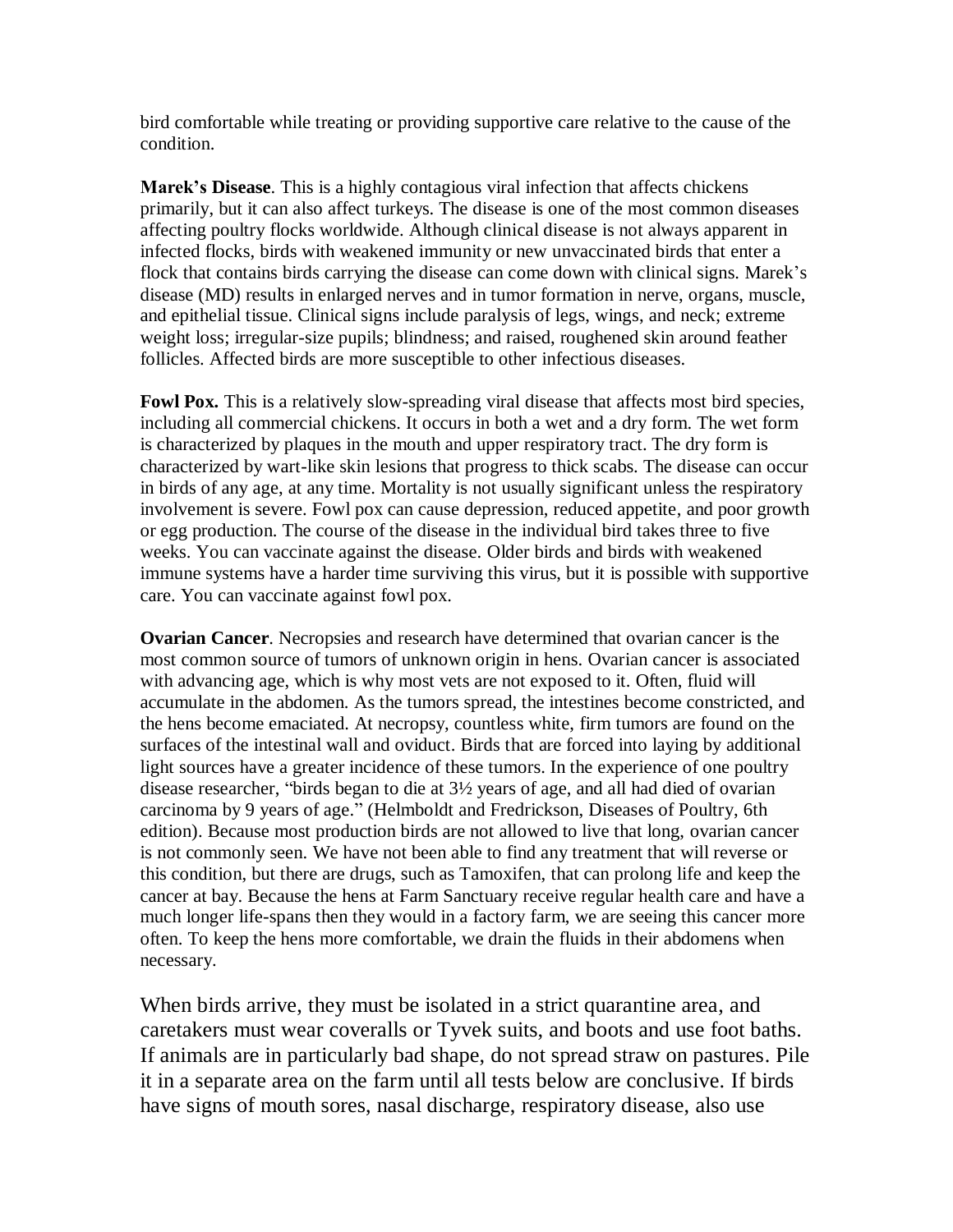bird comfortable while treating or providing supportive care relative to the cause of the condition.

**Marek's Disease**. This is a highly contagious viral infection that affects chickens primarily, but it can also affect turkeys. The disease is one of the most common diseases affecting poultry flocks worldwide. Although clinical disease is not always apparent in infected flocks, birds with weakened immunity or new unvaccinated birds that enter a flock that contains birds carrying the disease can come down with clinical signs. Marek's disease (MD) results in enlarged nerves and in tumor formation in nerve, organs, muscle, and epithelial tissue. Clinical signs include paralysis of legs, wings, and neck; extreme weight loss; irregular-size pupils; blindness; and raised, roughened skin around feather follicles. Affected birds are more susceptible to other infectious diseases.

**Fowl Pox.** This is a relatively slow-spreading viral disease that affects most bird species, including all commercial chickens. It occurs in both a wet and a dry form. The wet form is characterized by plaques in the mouth and upper respiratory tract. The dry form is characterized by wart-like skin lesions that progress to thick scabs. The disease can occur in birds of any age, at any time. Mortality is not usually significant unless the respiratory involvement is severe. Fowl pox can cause depression, reduced appetite, and poor growth or egg production. The course of the disease in the individual bird takes three to five weeks. You can vaccinate against the disease. Older birds and birds with weakened immune systems have a harder time surviving this virus, but it is possible with supportive care. You can vaccinate against fowl pox.

**Ovarian Cancer**. Necropsies and research have determined that ovarian cancer is the most common source of tumors of unknown origin in hens. Ovarian cancer is associated with advancing age, which is why most vets are not exposed to it. Often, fluid will accumulate in the abdomen. As the tumors spread, the intestines become constricted, and the hens become emaciated. At necropsy, countless white, firm tumors are found on the surfaces of the intestinal wall and oviduct. Birds that are forced into laying by additional light sources have a greater incidence of these tumors. In the experience of one poultry disease researcher, "birds began to die at 3½ years of age, and all had died of ovarian carcinoma by 9 years of age." (Helmboldt and Fredrickson, Diseases of Poultry, 6th edition). Because most production birds are not allowed to live that long, ovarian cancer is not commonly seen. We have not been able to find any treatment that will reverse or this condition, but there are drugs, such as Tamoxifen, that can prolong life and keep the cancer at bay. Because the hens at Farm Sanctuary receive regular health care and have a much longer life-spans then they would in a factory farm, we are seeing this cancer more often. To keep the hens more comfortable, we drain the fluids in their abdomens when necessary.

When birds arrive, they must be isolated in a strict quarantine area, and caretakers must wear coveralls or Tyvek suits, and boots and use foot baths. If animals are in particularly bad shape, do not spread straw on pastures. Pile it in a separate area on the farm until all tests below are conclusive. If birds have signs of mouth sores, nasal discharge, respiratory disease, also use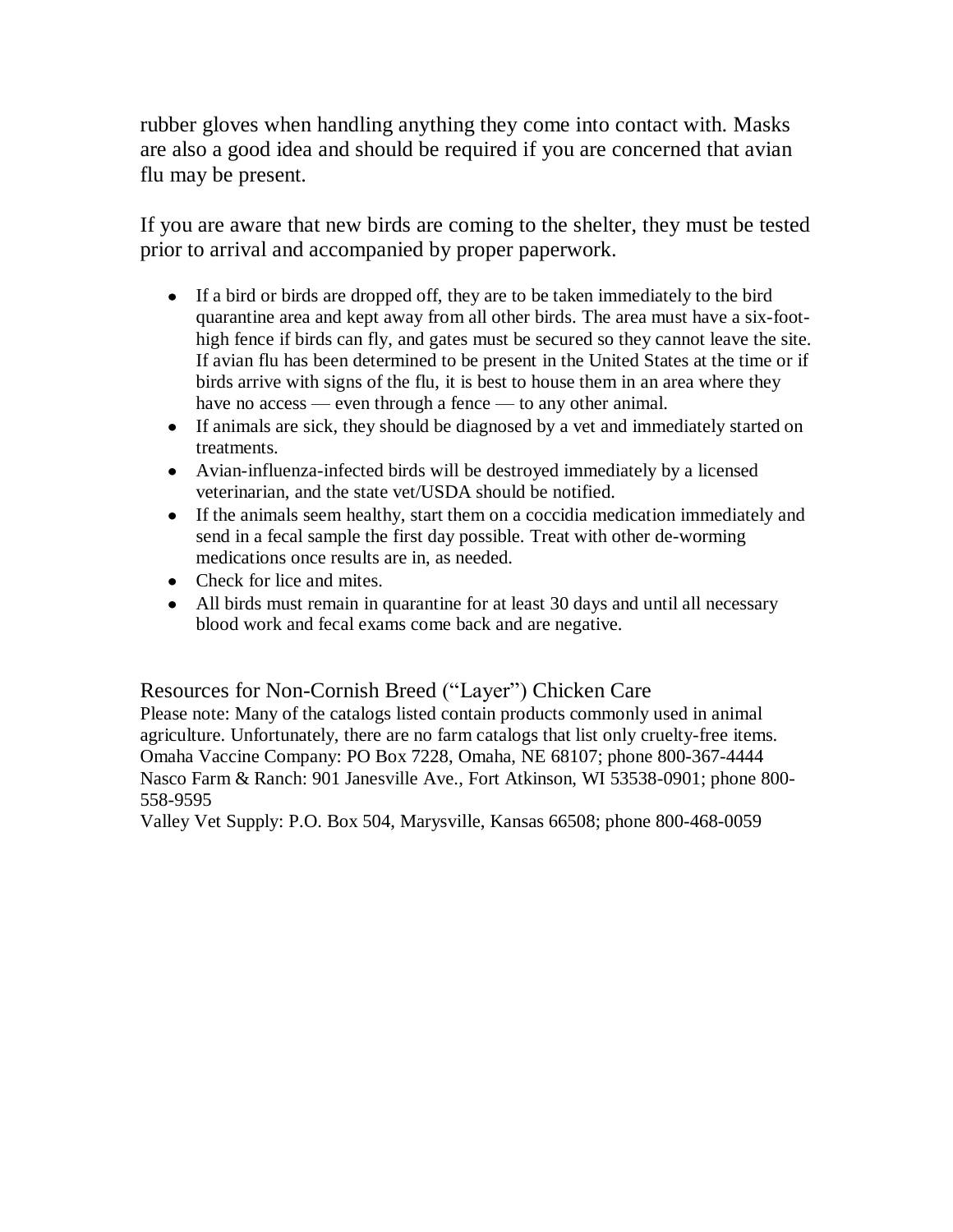rubber gloves when handling anything they come into contact with. Masks are also a good idea and should be required if you are concerned that avian flu may be present.

If you are aware that new birds are coming to the shelter, they must be tested prior to arrival and accompanied by proper paperwork.

- If a bird or birds are dropped off, they are to be taken immediately to the bird quarantine area and kept away from all other birds. The area must have a six-foot-high fence if birds can fly, and gates must be secured so they cannot leave the site. If avian flu has been determined to be present in the United States at the time or if birds arrive with signs of the flu, it is best to house them in an area where they have no access — even through a fence — to any other animal.
- If animals are sick, they should be diagnosed by a vet and immediately started on treatments.
- Avian-influenza-infected birds will be destroyed immediately by a licensed veterinarian, and the state vet/USDA should be notified.
- If the animals seem healthy, start them on a coccidia medication immediately and send in a fecal sample the first day possible. Treat with other de-worming medications once results are in, as needed.
- Check for lice and mites.
- All birds must remain in quarantine for at least 30 days and until all necessary blood work and fecal exams come back and are negative.

## Resources for Non-Cornish Breed ("Layer") Chicken Care

Please note: Many of the catalogs listed contain products commonly used in animal agriculture. Unfortunately, there are no farm catalogs that list only cruelty-free items.
Omaha Vaccine Company: PO Box 7228, Omaha, NE 68107; phone 800-367-4444
Nasco Farm & Ranch: 901 Janesville Ave., Fort Atkinson, WI 53538-0901; phone 800-558-9595
Valley Vet Supply: P.O. Box 504, Marysville, Kansas 66508; phone 800-468-0059